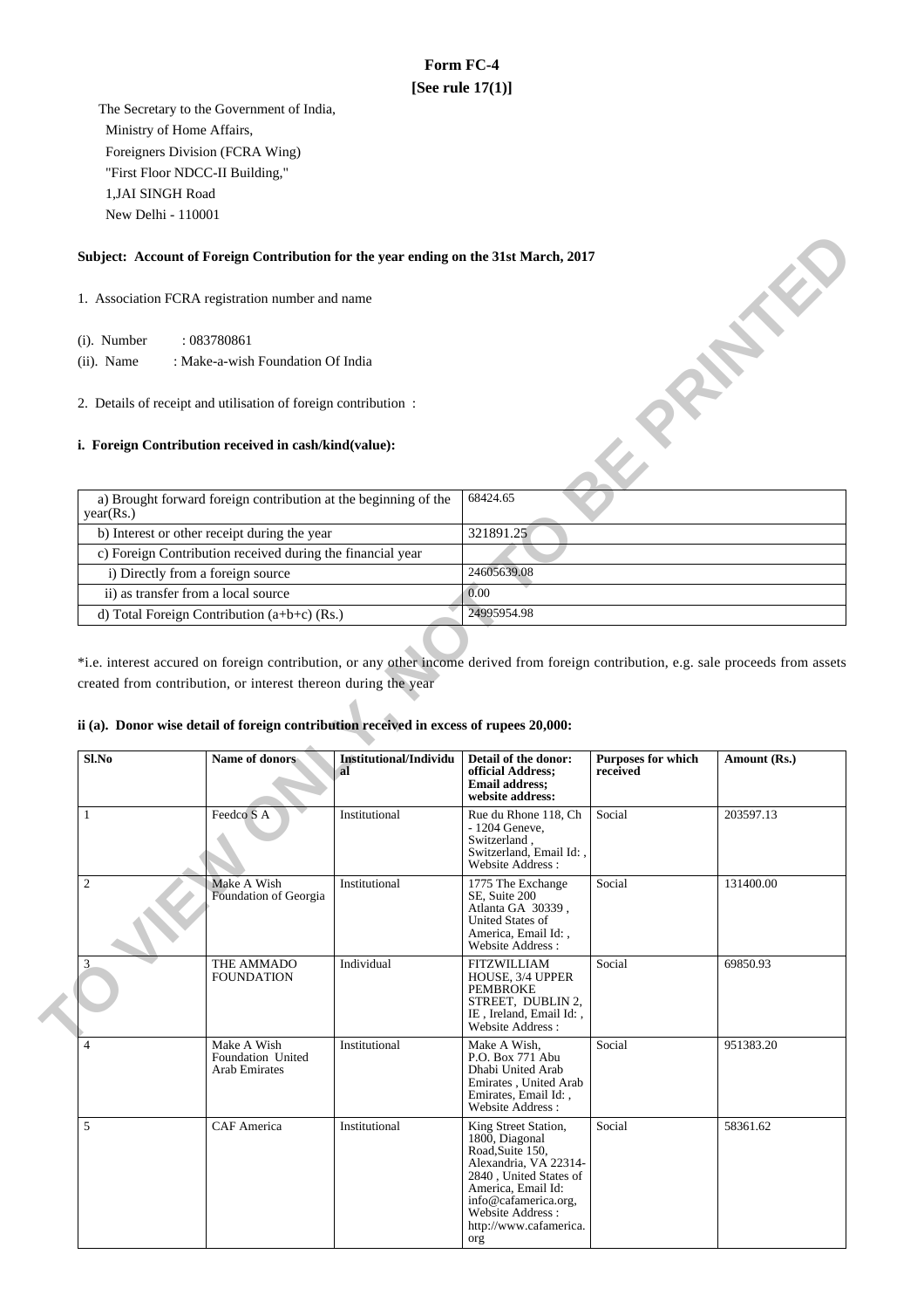# Form FC-4
## [See rule 17(1)]

The Secretary to the Government of India,
Ministry of Home Affairs,
Foreigners Division (FCRA Wing)
"First Floor NDCC-II Building,"
1,JAI SINGH Road
New Delhi - 110001

**Subject: Account of Foreign Contribution for the year ending on the 31st March, 2017**

1. Association FCRA registration number and name

(i). Number : 083780861
(ii). Name : Make-a-wish Foundation Of India

2. Details of receipt and utilisation of foreign contribution :

**i. Foreign Contribution received in cash/kind(value):**

| | |
|---|---|
| a) Brought forward foreign contribution at the beginning of the year(Rs.) | 68424.65 |
| b) Interest or other receipt during the year | 321891.25 |
| c) Foreign Contribution received during the financial year | |
| i) Directly from a foreign source | 24605639.08 |
| ii) as transfer from a local source | 0.00 |
| d) Total Foreign Contribution (a+b+c) (Rs.) | 24995954.98 |

*i.e. interest accured on foreign contribution, or any other income derived from foreign contribution, e.g. sale proceeds from assets created from contribution, or interest thereon during the year

**ii (a). Donor wise detail of foreign contribution received in excess of rupees 20,000:**

| Sl.No | Name of donors | Institutional/Individual | Detail of the donor: official Address; Email address; website address: | Purposes for which received | Amount (Rs.) |
|---|---|---|---|---|---|
| 1 | Feedco S A | Institutional | Rue du Rhone 118, Ch - 1204 Geneve, Switzerland , Switzerland, Email Id: , Website Address : | Social | 203597.13 |
| 2 | Make A Wish Foundation of Georgia | Institutional | 1775 The Exchange SE, Suite 200 Atlanta GA 30339 , United States of America, Email Id: , Website Address : | Social | 131400.00 |
| 3 | THE AMMADO FOUNDATION | Individual | FITZWILLIAM HOUSE, 3/4 UPPER PEMBROKE STREET, DUBLIN 2, IE , Ireland, Email Id: , Website Address : | Social | 69850.93 |
| 4 | Make A Wish Foundation United Arab Emirates | Institutional | Make A Wish, P.O. Box 771 Abu Dhabi United Arab Emirates , United Arab Emirates, Email Id: , Website Address : | Social | 951383.20 |
| 5 | CAF America | Institutional | King Street Station, 1800, Diagonal Road,Suite 150, Alexandria, VA 22314-2840 , United States of America, Email Id: info@cafamerica.org, Website Address : http://www.cafamerica.org | Social | 58361.62 |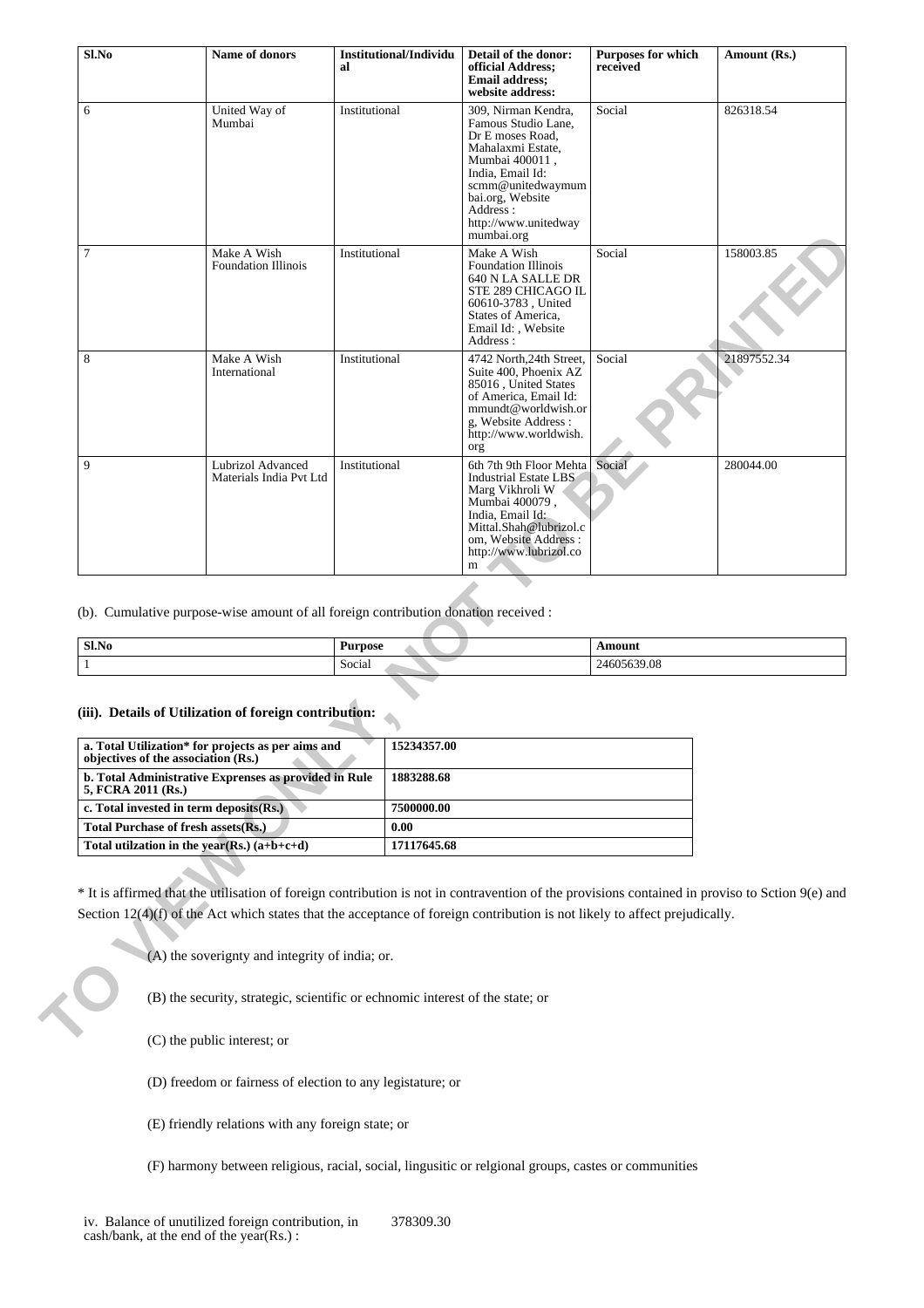| Sl.No | Name of donors | Institutional/Individual | Detail of the donor: official Address; Email address; website address: | Purposes for which received | Amount (Rs.) |
|---|---|---|---|---|---|
| 6 | United Way of Mumbai | Institutional | 309, Nirman Kendra, Famous Studio Lane, Dr E moses Road, Mahalaxmi Estate, Mumbai 400011 , India, Email Id: scmm@unitedwaymumbai.org, Website Address : http://www.unitedwaymumbai.org | Social | 826318.54 |
| 7 | Make A Wish Foundation Illinois | Institutional | Make A Wish Foundation Illinois 640 N LA SALLE DR STE 289 CHICAGO IL 60610-3783 , United States of America, Email Id: , Website Address : | Social | 158003.85 |
| 8 | Make A Wish International | Institutional | 4742 North,24th Street, Suite 400, Phoenix AZ 85016 , United States of America, Email Id: mmundt@worldwish.org, Website Address : http://www.worldwish.org | Social | 21897552.34 |
| 9 | Lubrizol Advanced Materials India Pvt Ltd | Institutional | 6th 7th 9th Floor Mehta Industrial Estate LBS Marg Vikhroli W Mumbai 400079 , India, Email Id: Mittal.Shah@lubrizol.com, Website Address : http://www.lubrizol.com | Social | 280044.00 |

(b). Cumulative purpose-wise amount of all foreign contribution donation received :

| Sl.No | Purpose | Amount |
|---|---|---|
| 1 | Social | 24605639.08 |

**(iii). Details of Utilization of foreign contribution:**

| | |
|---|---|
| **a. Total Utilization* for projects as per aims and objectives of the association (Rs.)** | **15234357.00** |
| **b. Total Administrative Exprenses as provided in Rule 5, FCRA 2011 (Rs.)** | **1883288.68** |
| **c. Total invested in term deposits(Rs.)** | **7500000.00** |
| **Total Purchase of fresh assets(Rs.)** | **0.00** |
| **Total utilzation in the year(Rs.) (a+b+c+d)** | **17117645.68** |

* It is affirmed that the utilisation of foreign contribution is not in contravention of the provisions contained in proviso to Sction 9(e) and Section 12(4)(f) of the Act which states that the acceptance of foreign contribution is not likely to affect prejudically.

(A) the soverignty and integrity of india; or.

(B) the security, strategic, scientific or echnomic interest of the state; or

(C) the public interest; or

(D) freedom or fairness of election to any legistature; or

(E) friendly relations with any foreign state; or

(F) harmony between religious, racial, social, lingusitic or relgional groups, castes or communities

iv. Balance of unutilized foreign contribution, in cash/bank, at the end of the year(Rs.) : 378309.30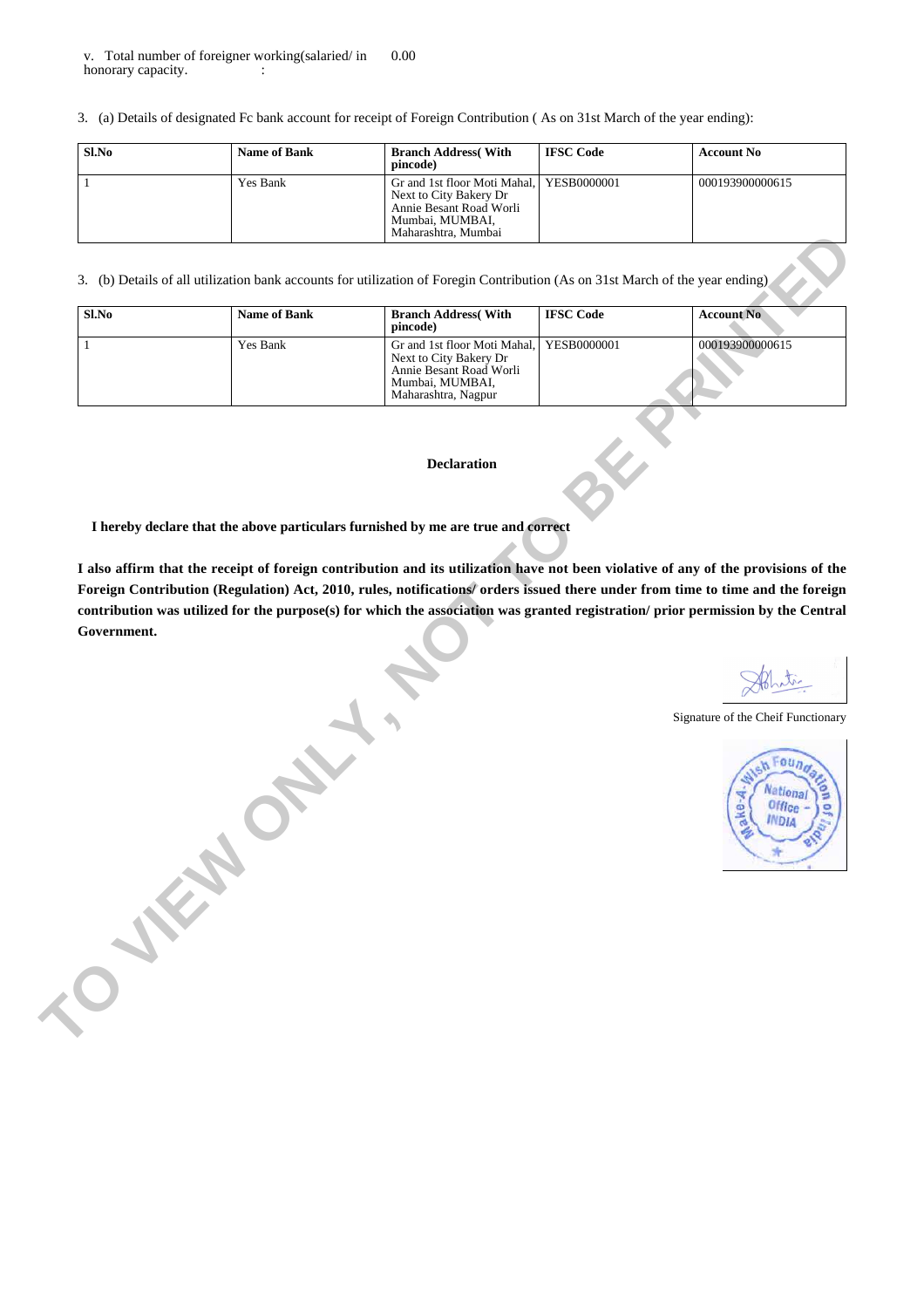v. Total number of foreigner working(salaried/ in honorary capacity. : 0.00

3. (a) Details of designated Fc bank account for receipt of Foreign Contribution ( As on 31st March of the year ending):

| Sl.No | Name of Bank | Branch Address( With pincode) | IFSC Code | Account No |
|---|---|---|---|---|
| 1 | Yes Bank | Gr and 1st floor Moti Mahal, Next to City Bakery Dr Annie Besant Road Worli Mumbai, MUMBAI, Maharashtra, Mumbai | YESB0000001 | 000193900000615 |

3. (b) Details of all utilization bank accounts for utilization of Foregin Contribution (As on 31st March of the year ending)

| Sl.No | Name of Bank | Branch Address( With pincode) | IFSC Code | Account No |
|---|---|---|---|---|
| 1 | Yes Bank | Gr and 1st floor Moti Mahal, Next to City Bakery Dr Annie Besant Road Worli Mumbai, MUMBAI, Maharashtra, Nagpur | YESB0000001 | 000193900000615 |

**Declaration**

**I hereby declare that the above particulars furnished by me are true and correct**

**I also affirm that the receipt of foreign contribution and its utilization have not been violative of any of the provisions of the Foreign Contribution (Regulation) Act, 2010, rules, notifications/ orders issued there under from time to time and the foreign contribution was utilized for the purpose(s) for which the association was granted registration/ prior permission by the Central Government.**

Signature of the Cheif Functionary